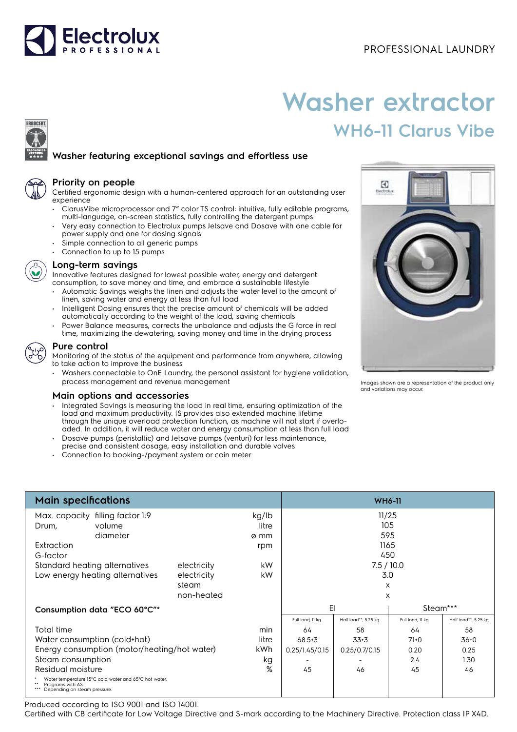PROFESSIONAL LAUNDRY

# Washer extractor

## WH6-11 Clarus Vibe

### Washer featuring exceptional savings and effortless use

### Priority on people

Certified ergonomic design with a human-centered approach for an outstanding user experience

- ClarusVibe microprocessor and 7" color TS control: intuitive, fully editable programs, multi-language, on-screen statistics, fully controlling the detergent pumps
- Very easy connection to Electrolux pumps Jetsave and Dosave with one cable for power supply and one for dosing signals
- Simple connection to all generic pumps
- Connection to up to 15 pumps

### Long-term savings

Innovative features designed for lowest possible water, energy and detergent consumption, to save money and time, and embrace a sustainable lifestyle

- Automatic Savings weighs the linen and adjusts the water level to the amount of linen, saving water and energy at less than full load
- Intelligent Dosing ensures that the precise amount of chemicals will be added automatically according to the weight of the load, saving chemicals
- Power Balance measures, corrects the unbalance and adjusts the G force in real time, maximizing the dewatering, saving money and time in the drying process

### Pure control

Monitoring of the status of the equipment and performance from anywhere, allowing to take action to improve the business

- Washers connectable to OnE Laundry, the personal assistant for hygiene validation, process management and revenue management

### Main options and accessories

- Integrated Savings is measuring the load in real time, ensuring optimization of the load and maximum productivity. IS provides also extended machine lifetime through the unique overload protection function, as machine will not start if overloaded. In addition, it will reduce water and energy consumption at less than full load
- Dosave pumps (peristaltic) and Jetsave pumps (venturi) for less maintenance, precise and consistent dosage, easy installation and durable valves
- Connection to booking-/payment system or coin meter

Images shown are a representation of the product only and variations may occur.

| Main specifications | | | WH6-11 | | | |
|---|---|---|---|---|---|---|
| Max. capacity filling factor 1:9 | | kg/lb | 11/25 | | | |
| Drum, volume | | litre | 105 | | | |
| diameter | | ø mm | 595 | | | |
| Extraction | | rpm | 1165 | | | |
| G-factor | | | 450 | | | |
| Standard heating alternatives | electricity | kW | 7.5 / 10.0 | | | |
| Low energy heating alternatives | electricity | kW | 3.0 | | | |
| | steam | | x | | | |
| | non-heated | | x | | | |
| **Consumption data "ECO 60°C"*** | | | El | | Steam*** | |
| | | | Full load, 11 kg | Half load**, 5.25 kg | Full load, 11 kg | Half load**, 5.25 kg |
| Total time | | min | 64 | 58 | 64 | 58 |
| Water consumption (cold+hot) | | litre | 68.5+3 | 33+3 | 71+0 | 36+0 |
| Energy consumption (motor/heating/hot water) | | kWh | 0.25/1.45/0.15 | 0.25/0.7/0.15 | 0.20 | 0.25 |
| Steam consumption | | kg | - | - | 2.4 | 1.30 |
| Residual moisture | | % | 45 | 46 | 45 | 46 |

\* Water temperature 15°C cold water and 65°C hot water.
\** Programs with AS.
\*** Depending on steam pressure.

Produced according to ISO 9001 and ISO 14001.

Certified with CB certificate for Low Voltage Directive and S-mark according to the Machinery Directive. Protection class IP X4D.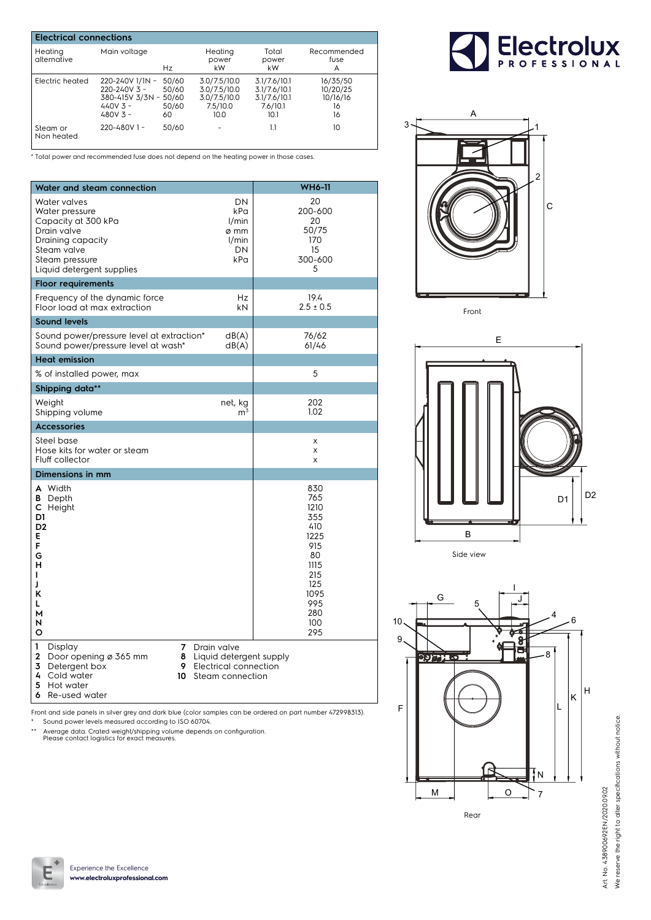| Electrical connections | | | | | |
|---|---|---|---|---|---|
| Heating alternative | Main voltage | Hz | Heating power kW | Total power kW | Recommended fuse A |
| Electric heated | 220-240V 1/1N ~<br>220-240V 3 ~<br>380-415V 3/3N ~<br>440V 3 ~<br>480V 3 ~ | 50/60<br>50/60<br>50/60<br>50/60<br>60 | 3.0/7.5/10.0<br>3.0/7.5/10.0<br>3.0/7.5/10.0<br>7.5/10.0<br>10.0 | 3.1/7.6/10.1<br>3.1/7.6/10.1<br>3.1/7.6/10.1<br>7.6/10.1<br>10.1 | 16/35/50<br>10/20/25<br>10/16/16<br>16<br>16 |
| Steam or Non heated | 220-480V 1 ~ | 50/60 | - | 1.1 | 10 |

* Total power and recommended fuse does not depend on the heating power in those cases.

| Water and steam connection | | WH6-11 |
|---|---|---|
| Water valves | DN | 20 |
| Water pressure | kPa | 200-600 |
| Capacity at 300 kPa | l/min | 20 |
| Drain valve | ø mm | 50/75 |
| Draining capacity | l/min | 170 |
| Steam valve | DN | 15 |
| Steam pressure | kPa | 300-600 |
| Liquid detergent supplies | | 5 |
| **Floor requirements** | | |
| Frequency of the dynamic force | Hz | 19.4 |
| Floor load at max extraction | kN | 2.5 ± 0.5 |
| **Sound levels** | | |
| Sound power/pressure level at extraction* | dB(A) | 76/62 |
| Sound power/pressure level at wash* | dB(A) | 61/46 |
| **Heat emission** | | |
| % of installed power, max | | 5 |
| **Shipping data**** | | |
| Weight | net, kg | 202 |
| Shipping volume | m³ | 1.02 |
| **Accessories** | | |
| Steel base | | x |
| Hose kits for water or steam | | x |
| Fluff collector | | x |
| **Dimensions in mm** | | |
| **A** Width | | 830 |
| **B** Depth | | 765 |
| **C** Height | | 1210 |
| **D1** | | 355 |
| **D2** | | 410 |
| **E** | | 1225 |
| **F** | | 915 |
| **G** | | 80 |
| **H** | | 1115 |
| **I** | | 215 |
| **J** | | 125 |
| **K** | | 1095 |
| **L** | | 995 |
| **M** | | 280 |
| **N** | | 100 |
| **O** | | 295 |

1 Display
2 Door opening ø 365 mm
3 Detergent box
4 Cold water
5 Hot water
6 Re-used water
7 Drain valve
8 Liquid detergent supply
9 Electrical connection
10 Steam connection

Front and side panels in silver grey and dark blue (color samples can be ordered on part number 472998313).

* Sound power levels measured according to ISO 60704.

** Average data. Crated weight/shipping volume depends on configuration. Please contact logistics for exact measures.

Front

Side view

Rear

Experience the Excellence
**www.electroluxprofessional.com**

Art. No. 438900692EN/20200902
We reserve the right to alter specifications without notice.